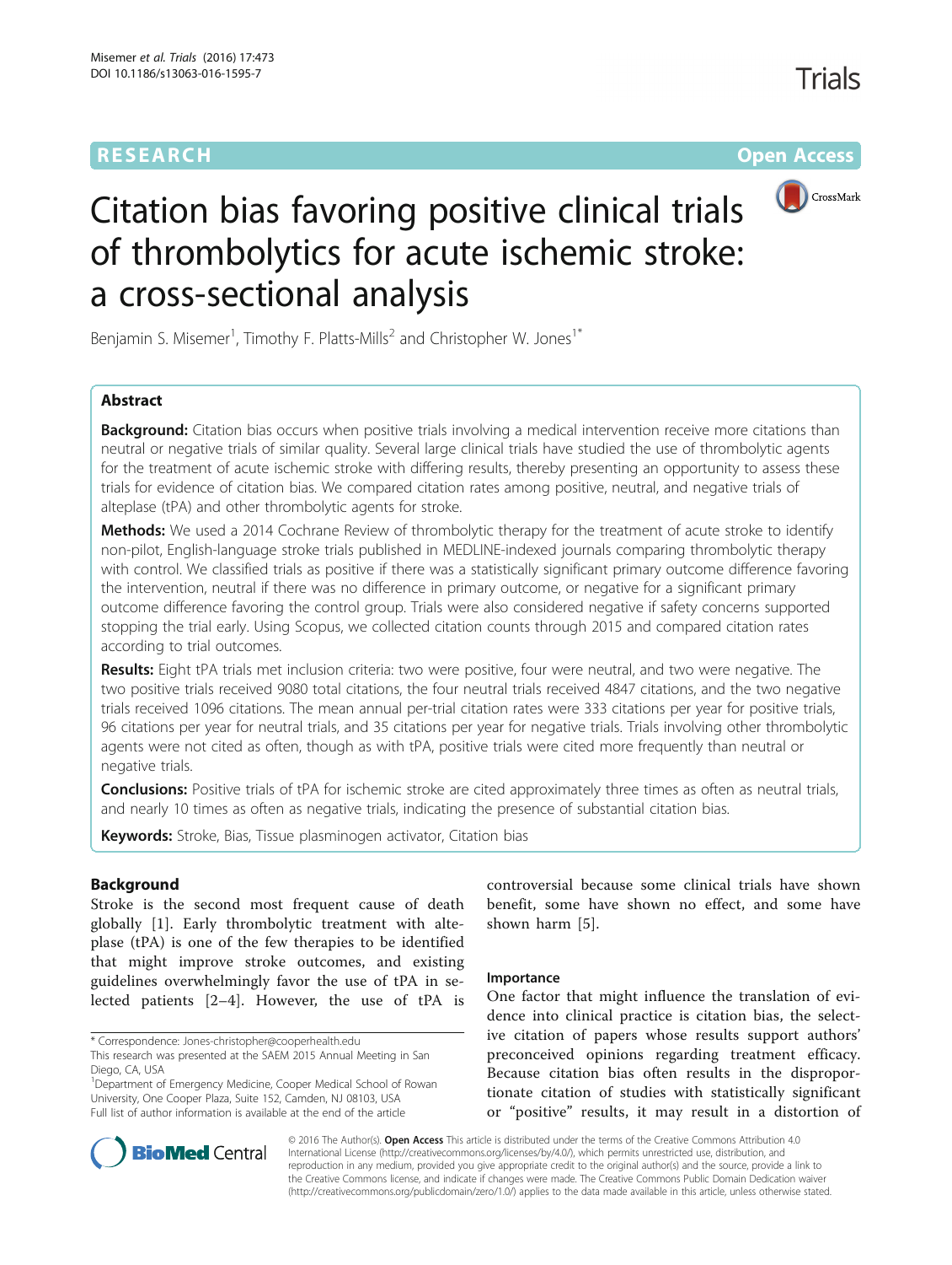RESEARCH | Open Access

# Citation bias favoring positive clinical trials of thrombolytics for acute ischemic stroke: a cross-sectional analysis

Benjamin S. Misemer[1], Timothy F. Platts-Mills[2] and Christopher W. Jones[1*]

## Abstract

**Background:** Citation bias occurs when positive trials involving a medical intervention receive more citations than neutral or negative trials of similar quality. Several large clinical trials have studied the use of thrombolytic agents for the treatment of acute ischemic stroke with differing results, thereby presenting an opportunity to assess these trials for evidence of citation bias. We compared citation rates among positive, neutral, and negative trials of alteplase (tPA) and other thrombolytic agents for stroke.

**Methods:** We used a 2014 Cochrane Review of thrombolytic therapy for the treatment of acute stroke to identify non-pilot, English-language stroke trials published in MEDLINE-indexed journals comparing thrombolytic therapy with control. We classified trials as positive if there was a statistically significant primary outcome difference favoring the intervention, neutral if there was no difference in primary outcome, or negative for a significant primary outcome difference favoring the control group. Trials were also considered negative if safety concerns supported stopping the trial early. Using Scopus, we collected citation counts through 2015 and compared citation rates according to trial outcomes.

**Results:** Eight tPA trials met inclusion criteria: two were positive, four were neutral, and two were negative. The two positive trials received 9080 total citations, the four neutral trials received 4847 citations, and the two negative trials received 1096 citations. The mean annual per-trial citation rates were 333 citations per year for positive trials, 96 citations per year for neutral trials, and 35 citations per year for negative trials. Trials involving other thrombolytic agents were not cited as often, though as with tPA, positive trials were cited more frequently than neutral or negative trials.

**Conclusions:** Positive trials of tPA for ischemic stroke are cited approximately three times as often as neutral trials, and nearly 10 times as often as negative trials, indicating the presence of substantial citation bias.

**Keywords:** Stroke, Bias, Tissue plasminogen activator, Citation bias

## Background

Stroke is the second most frequent cause of death globally [1]. Early thrombolytic treatment with alteplase (tPA) is one of the few therapies to be identified that might improve stroke outcomes, and existing guidelines overwhelmingly favor the use of tPA in selected patients [2–4]. However, the use of tPA is controversial because some clinical trials have shown benefit, some have shown no effect, and some have shown harm [5].

### Importance

One factor that might influence the translation of evidence into clinical practice is citation bias, the selective citation of papers whose results support authors' preconceived opinions regarding treatment efficacy. Because citation bias often results in the disproportionate citation of studies with statistically significant or "positive" results, it may result in a distortion of

\* Correspondence: Jones-christopher@cooperhealth.edu

This research was presented at the SAEM 2015 Annual Meeting in San Diego, CA, USA

[1]Department of Emergency Medicine, Cooper Medical School of Rowan University, One Cooper Plaza, Suite 152, Camden, NJ 08103, USA

Full list of author information is available at the end of the article

© 2016 The Author(s). **Open Access** This article is distributed under the terms of the Creative Commons Attribution 4.0 International License (http://creativecommons.org/licenses/by/4.0/), which permits unrestricted use, distribution, and reproduction in any medium, provided you give appropriate credit to the original author(s) and the source, provide a link to the Creative Commons license, and indicate if changes were made. The Creative Commons Public Domain Dedication waiver (http://creativecommons.org/publicdomain/zero/1.0/) applies to the data made available in this article, unless otherwise stated.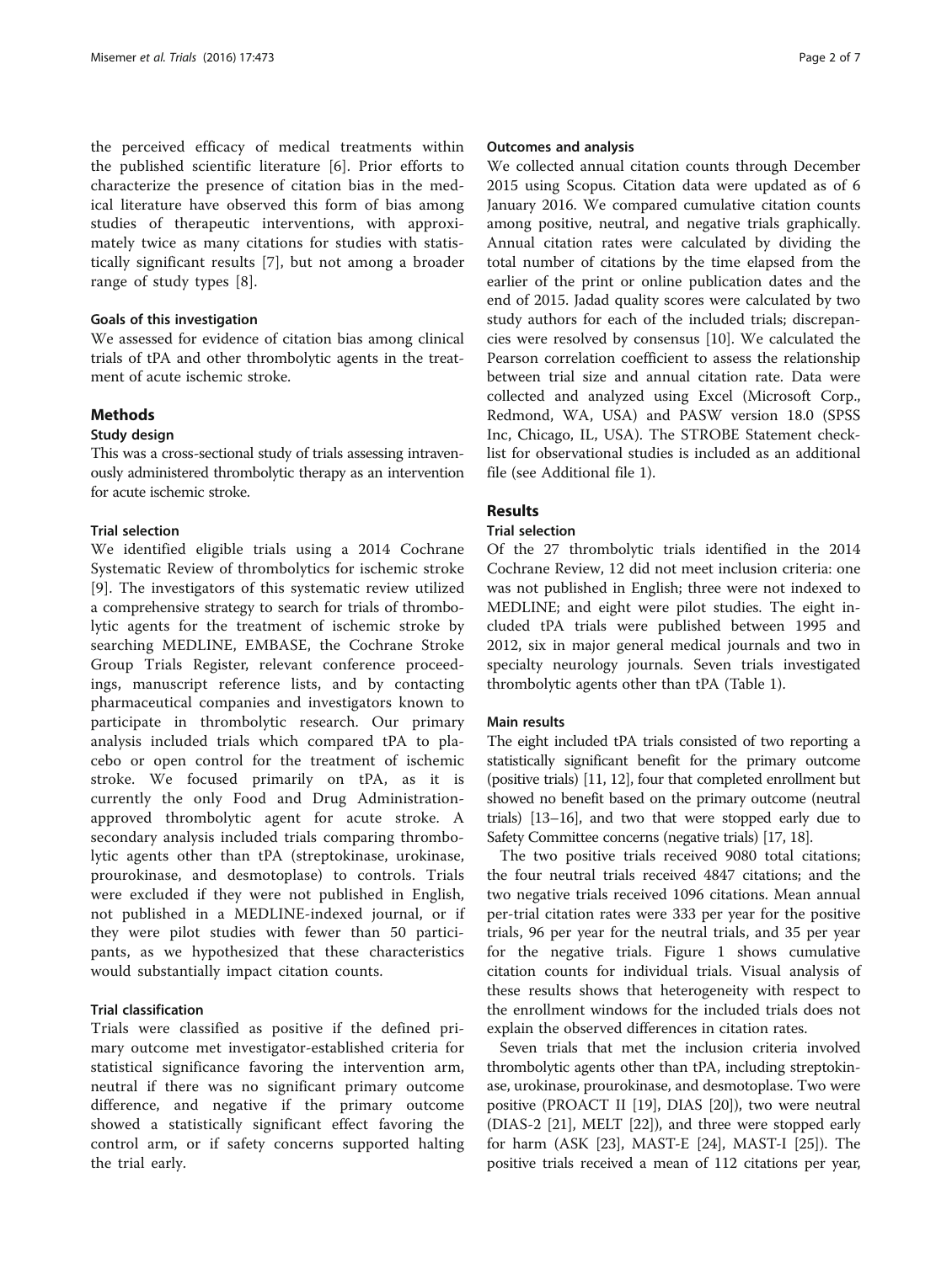the perceived efficacy of medical treatments within the published scientific literature [6]. Prior efforts to characterize the presence of citation bias in the medical literature have observed this form of bias among studies of therapeutic interventions, with approximately twice as many citations for studies with statistically significant results [7], but not among a broader range of study types [8].

### Goals of this investigation

We assessed for evidence of citation bias among clinical trials of tPA and other thrombolytic agents in the treatment of acute ischemic stroke.

## Methods

### Study design

This was a cross-sectional study of trials assessing intravenously administered thrombolytic therapy as an intervention for acute ischemic stroke.

### Trial selection

We identified eligible trials using a 2014 Cochrane Systematic Review of thrombolytics for ischemic stroke [9]. The investigators of this systematic review utilized a comprehensive strategy to search for trials of thrombolytic agents for the treatment of ischemic stroke by searching MEDLINE, EMBASE, the Cochrane Stroke Group Trials Register, relevant conference proceedings, manuscript reference lists, and by contacting pharmaceutical companies and investigators known to participate in thrombolytic research. Our primary analysis included trials which compared tPA to placebo or open control for the treatment of ischemic stroke. We focused primarily on tPA, as it is currently the only Food and Drug Administration-approved thrombolytic agent for acute stroke. A secondary analysis included trials comparing thrombolytic agents other than tPA (streptokinase, urokinase, prourokinase, and desmotoplase) to controls. Trials were excluded if they were not published in English, not published in a MEDLINE-indexed journal, or if they were pilot studies with fewer than 50 participants, as we hypothesized that these characteristics would substantially impact citation counts.

### Trial classification

Trials were classified as positive if the defined primary outcome met investigator-established criteria for statistical significance favoring the intervention arm, neutral if there was no significant primary outcome difference, and negative if the primary outcome showed a statistically significant effect favoring the control arm, or if safety concerns supported halting the trial early.

### Outcomes and analysis

We collected annual citation counts through December 2015 using Scopus. Citation data were updated as of 6 January 2016. We compared cumulative citation counts among positive, neutral, and negative trials graphically. Annual citation rates were calculated by dividing the total number of citations by the time elapsed from the earlier of the print or online publication dates and the end of 2015. Jadad quality scores were calculated by two study authors for each of the included trials; discrepancies were resolved by consensus [10]. We calculated the Pearson correlation coefficient to assess the relationship between trial size and annual citation rate. Data were collected and analyzed using Excel (Microsoft Corp., Redmond, WA, USA) and PASW version 18.0 (SPSS Inc, Chicago, IL, USA). The STROBE Statement checklist for observational studies is included as an additional file (see Additional file 1).

## Results

### Trial selection

Of the 27 thrombolytic trials identified in the 2014 Cochrane Review, 12 did not meet inclusion criteria: one was not published in English; three were not indexed to MEDLINE; and eight were pilot studies. The eight included tPA trials were published between 1995 and 2012, six in major general medical journals and two in specialty neurology journals. Seven trials investigated thrombolytic agents other than tPA (Table 1).

### Main results

The eight included tPA trials consisted of two reporting a statistically significant benefit for the primary outcome (positive trials) [11, 12], four that completed enrollment but showed no benefit based on the primary outcome (neutral trials) [13–16], and two that were stopped early due to Safety Committee concerns (negative trials) [17, 18].

The two positive trials received 9080 total citations; the four neutral trials received 4847 citations; and the two negative trials received 1096 citations. Mean annual per-trial citation rates were 333 per year for the positive trials, 96 per year for the neutral trials, and 35 per year for the negative trials. Figure 1 shows cumulative citation counts for individual trials. Visual analysis of these results shows that heterogeneity with respect to the enrollment windows for the included trials does not explain the observed differences in citation rates.

Seven trials that met the inclusion criteria involved thrombolytic agents other than tPA, including streptokinase, urokinase, prourokinase, and desmotoplase. Two were positive (PROACT II [19], DIAS [20]), two were neutral (DIAS-2 [21], MELT [22]), and three were stopped early for harm (ASK [23], MAST-E [24], MAST-I [25]). The positive trials received a mean of 112 citations per year,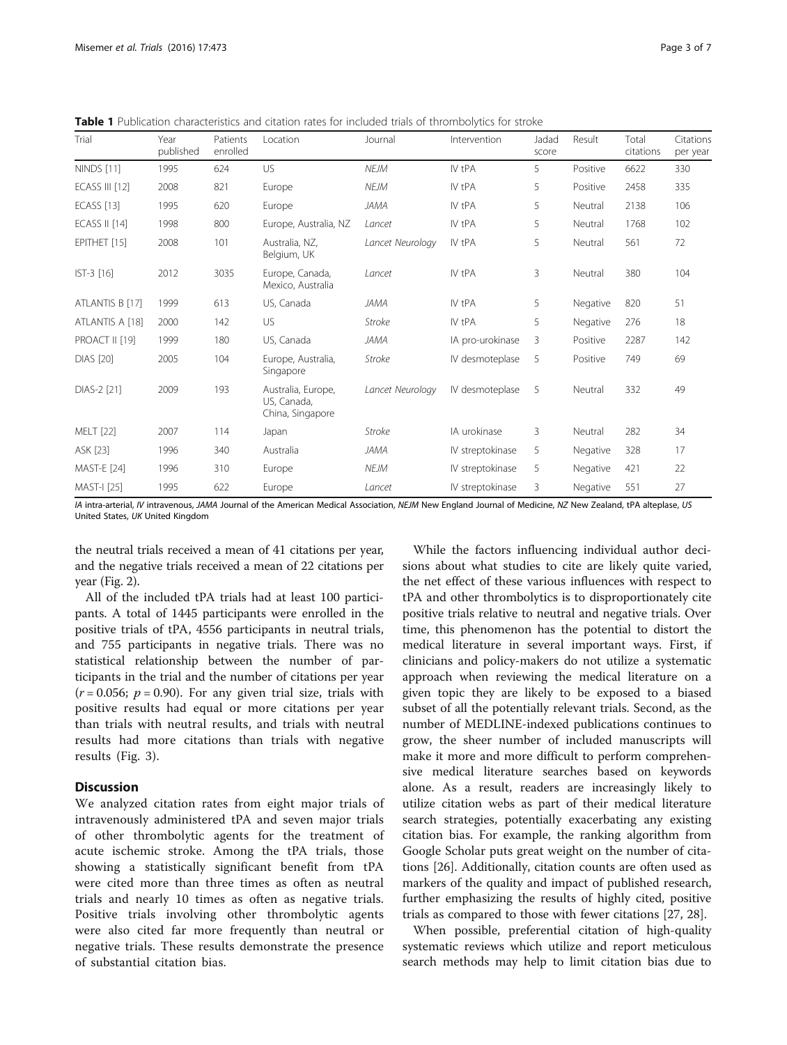**Table 1** Publication characteristics and citation rates for included trials of thrombolytics for stroke

| Trial | Year published | Patients enrolled | Location | Journal | Intervention | Jadad score | Result | Total citations | Citations per year |
|---|---|---|---|---|---|---|---|---|---|
| NINDS [11] | 1995 | 624 | US | *NEJM* | IV tPA | 5 | Positive | 6622 | 330 |
| ECASS III [12] | 2008 | 821 | Europe | *NEJM* | IV tPA | 5 | Positive | 2458 | 335 |
| ECASS [13] | 1995 | 620 | Europe | *JAMA* | IV tPA | 5 | Neutral | 2138 | 106 |
| ECASS II [14] | 1998 | 800 | Europe, Australia, NZ | *Lancet* | IV tPA | 5 | Neutral | 1768 | 102 |
| EPITHET [15] | 2008 | 101 | Australia, NZ, Belgium, UK | *Lancet Neurology* | IV tPA | 5 | Neutral | 561 | 72 |
| IST-3 [16] | 2012 | 3035 | Europe, Canada, Mexico, Australia | *Lancet* | IV tPA | 3 | Neutral | 380 | 104 |
| ATLANTIS B [17] | 1999 | 613 | US, Canada | *JAMA* | IV tPA | 5 | Negative | 820 | 51 |
| ATLANTIS A [18] | 2000 | 142 | US | *Stroke* | IV tPA | 5 | Negative | 276 | 18 |
| PROACT II [19] | 1999 | 180 | US, Canada | *JAMA* | IA pro-urokinase | 3 | Positive | 2287 | 142 |
| DIAS [20] | 2005 | 104 | Europe, Australia, Singapore | *Stroke* | IV desmoteplase | 5 | Positive | 749 | 69 |
| DIAS-2 [21] | 2009 | 193 | Australia, Europe, US, Canada, China, Singapore | *Lancet Neurology* | IV desmoteplase | 5 | Neutral | 332 | 49 |
| MELT [22] | 2007 | 114 | Japan | *Stroke* | IA urokinase | 3 | Neutral | 282 | 34 |
| ASK [23] | 1996 | 340 | Australia | *JAMA* | IV streptokinase | 5 | Negative | 328 | 17 |
| MAST-E [24] | 1996 | 310 | Europe | *NEJM* | IV streptokinase | 5 | Negative | 421 | 22 |
| MAST-I [25] | 1995 | 622 | Europe | *Lancet* | IV streptokinase | 3 | Negative | 551 | 27 |

*IA* intra-arterial, *IV* intravenous, *JAMA* Journal of the American Medical Association, *NEJM* New England Journal of Medicine, *NZ* New Zealand, *tPA* alteplase, *US* United States, *UK* United Kingdom

the neutral trials received a mean of 41 citations per year, and the negative trials received a mean of 22 citations per year (Fig. 2).

All of the included tPA trials had at least 100 participants. A total of 1445 participants were enrolled in the positive trials of tPA, 4556 participants in neutral trials, and 755 participants in negative trials. There was no statistical relationship between the number of participants in the trial and the number of citations per year ($r = 0.056$; $p = 0.90$). For any given trial size, trials with positive results had equal or more citations per year than trials with neutral results, and trials with neutral results had more citations than trials with negative results (Fig. 3).

## Discussion

We analyzed citation rates from eight major trials of intravenously administered tPA and seven major trials of other thrombolytic agents for the treatment of acute ischemic stroke. Among the tPA trials, those showing a statistically significant benefit from tPA were cited more than three times as often as neutral trials and nearly 10 times as often as negative trials. Positive trials involving other thrombolytic agents were also cited far more frequently than neutral or negative trials. These results demonstrate the presence of substantial citation bias.

While the factors influencing individual author decisions about what studies to cite are likely quite varied, the net effect of these various influences with respect to tPA and other thrombolytics is to disproportionately cite positive trials relative to neutral and negative trials. Over time, this phenomenon has the potential to distort the medical literature in several important ways. First, if clinicians and policy-makers do not utilize a systematic approach when reviewing the medical literature on a given topic they are likely to be exposed to a biased subset of all the potentially relevant trials. Second, as the number of MEDLINE-indexed publications continues to grow, the sheer number of included manuscripts will make it more and more difficult to perform comprehensive medical literature searches based on keywords alone. As a result, readers are increasingly likely to utilize citation webs as part of their medical literature search strategies, potentially exacerbating any existing citation bias. For example, the ranking algorithm from Google Scholar puts great weight on the number of citations [26]. Additionally, citation counts are often used as markers of the quality and impact of published research, further emphasizing the results of highly cited, positive trials as compared to those with fewer citations [27, 28].

When possible, preferential citation of high-quality systematic reviews which utilize and report meticulous search methods may help to limit citation bias due to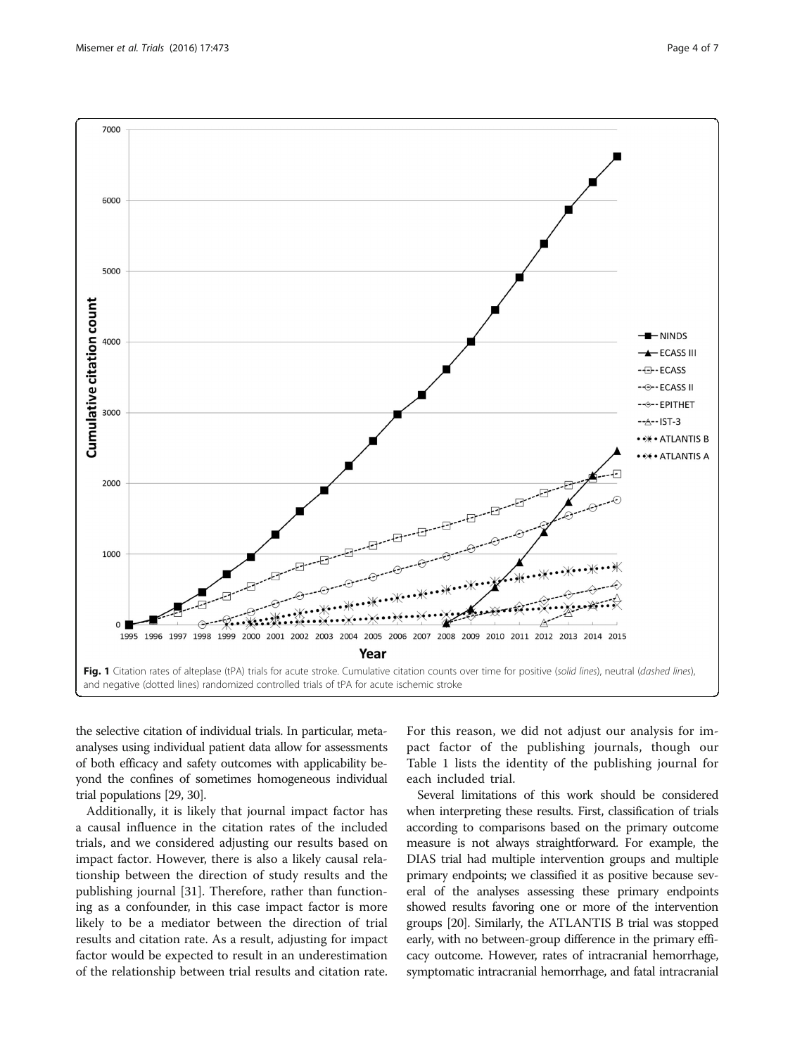Fig. 1 Citation rates of alteplase (tPA) trials for acute stroke. Cumulative citation counts over time for positive (*solid lines*), neutral (*dashed lines*), and negative (dotted lines) randomized controlled trials of tPA for acute ischemic stroke

the selective citation of individual trials. In particular, meta-analyses using individual patient data allow for assessments of both efficacy and safety outcomes with applicability beyond the confines of sometimes homogeneous individual trial populations [29, 30].

Additionally, it is likely that journal impact factor has a causal influence in the citation rates of the included trials, and we considered adjusting our results based on impact factor. However, there is also a likely causal relationship between the direction of study results and the publishing journal [31]. Therefore, rather than functioning as a confounder, in this case impact factor is more likely to be a mediator between the direction of trial results and citation rate. As a result, adjusting for impact factor would be expected to result in an underestimation of the relationship between trial results and citation rate. For this reason, we did not adjust our analysis for impact factor of the publishing journals, though our Table 1 lists the identity of the publishing journal for each included trial.

Several limitations of this work should be considered when interpreting these results. First, classification of trials according to comparisons based on the primary outcome measure is not always straightforward. For example, the DIAS trial had multiple intervention groups and multiple primary endpoints; we classified it as positive because several of the analyses assessing these primary endpoints showed results favoring one or more of the intervention groups [20]. Similarly, the ATLANTIS B trial was stopped early, with no between-group difference in the primary efficacy outcome. However, rates of intracranial hemorrhage, symptomatic intracranial hemorrhage, and fatal intracranial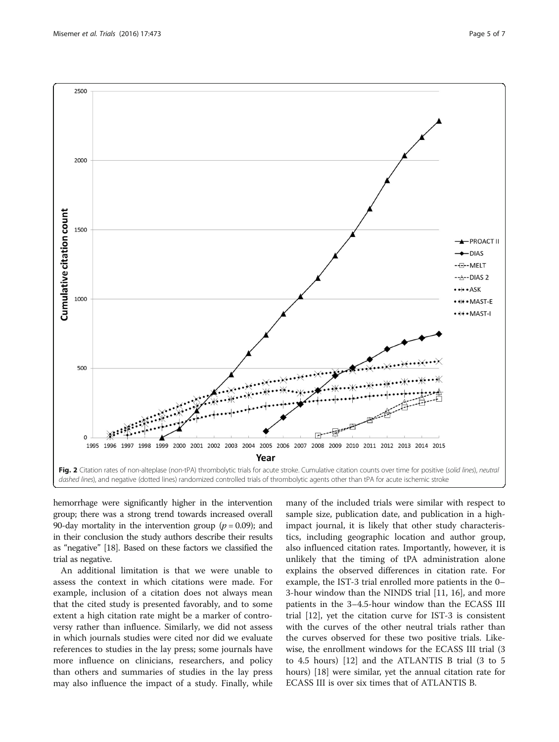**Fig. 2** Citation rates of non-alteplase (non-tPA) thrombolytic trials for acute stroke. Cumulative citation counts over time for positive (*solid lines*), neutral *dashed lines*), and negative (dotted lines) randomized controlled trials of thrombolytic agents other than tPA for acute ischemic stroke

hemorrhage were significantly higher in the intervention group; there was a strong trend towards increased overall 90-day mortality in the intervention group ($p = 0.09$); and in their conclusion the study authors describe their results as "negative" [18]. Based on these factors we classified the trial as negative.

An additional limitation is that we were unable to assess the context in which citations were made. For example, inclusion of a citation does not always mean that the cited study is presented favorably, and to some extent a high citation rate might be a marker of controversy rather than influence. Similarly, we did not assess in which journals studies were cited nor did we evaluate references to studies in the lay press; some journals have more influence on clinicians, researchers, and policy than others and summaries of studies in the lay press may also influence the impact of a study. Finally, while many of the included trials were similar with respect to sample size, publication date, and publication in a high-impact journal, it is likely that other study characteristics, including geographic location and author group, also influenced citation rates. Importantly, however, it is unlikely that the timing of tPA administration alone explains the observed differences in citation rate. For example, the IST-3 trial enrolled more patients in the 0–3-hour window than the NINDS trial [11, 16], and more patients in the 3–4.5-hour window than the ECASS III trial [12], yet the citation curve for IST-3 is consistent with the curves of the other neutral trials rather than the curves observed for these two positive trials. Likewise, the enrollment windows for the ECASS III trial (3 to 4.5 hours) [12] and the ATLANTIS B trial (3 to 5 hours) [18] were similar, yet the annual citation rate for ECASS III is over six times that of ATLANTIS B.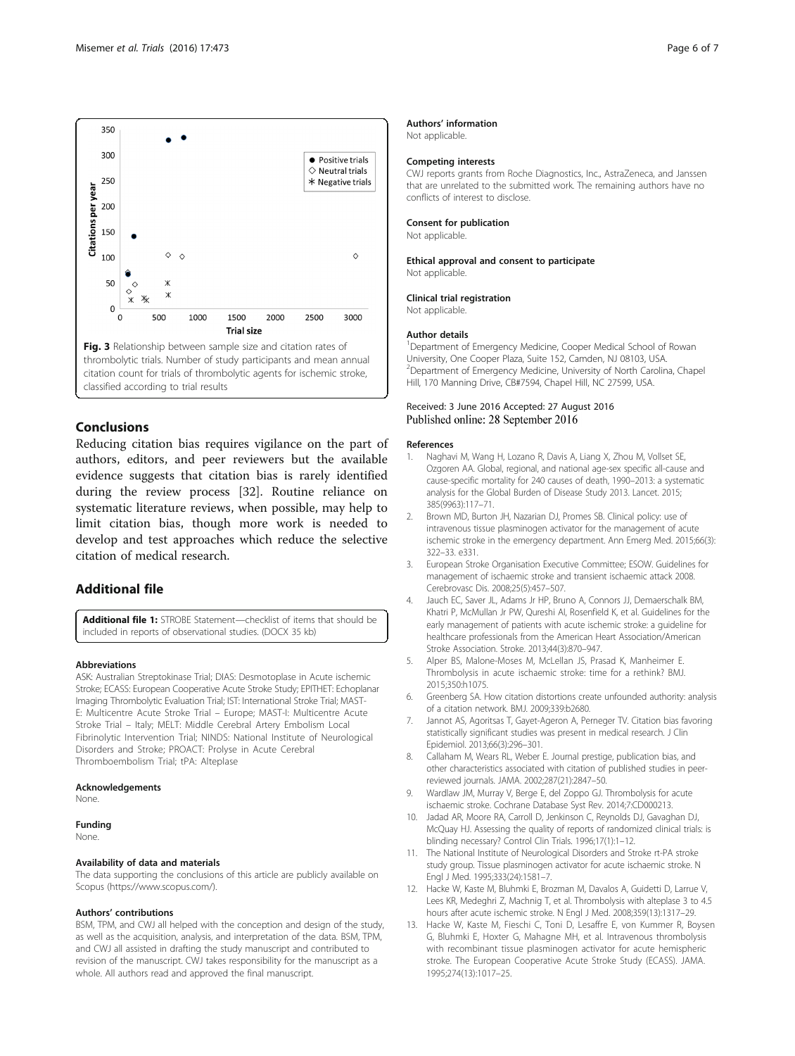Fig. 3 Relationship between sample size and citation rates of thrombolytic trials. Number of study participants and mean annual citation count for trials of thrombolytic agents for ischemic stroke, classified according to trial results

## Conclusions

Reducing citation bias requires vigilance on the part of authors, editors, and peer reviewers but the available evidence suggests that citation bias is rarely identified during the review process [32]. Routine reliance on systematic literature reviews, when possible, may help to limit citation bias, though more work is needed to develop and test approaches which reduce the selective citation of medical research.

## Additional file

**Additional file 1:** STROBE Statement—checklist of items that should be included in reports of observational studies. (DOCX 35 kb)

#### Abbreviations

ASK: Australian Streptokinase Trial; DIAS: Desmotoplase in Acute ischemic Stroke; ECASS: European Cooperative Acute Stroke Study; EPITHET: Echoplanar Imaging Thrombolytic Evaluation Trial; IST: International Stroke Trial; MAST-E: Multicentre Acute Stroke Trial – Europe; MAST-I: Multicentre Acute Stroke Trial – Italy; MELT: Middle Cerebral Artery Embolism Local Fibrinolytic Intervention Trial; NINDS: National Institute of Neurological Disorders and Stroke; PROACT: Prolyse in Acute Cerebral Thromboembolism Trial; tPA: Alteplase

#### Acknowledgements

None.

#### Funding

None.

#### Availability of data and materials

The data supporting the conclusions of this article are publicly available on Scopus (https://www.scopus.com/).

#### Authors' contributions

BSM, TPM, and CWJ all helped with the conception and design of the study, as well as the acquisition, analysis, and interpretation of the data. BSM, TPM, and CWJ all assisted in drafting the study manuscript and contributed to revision of the manuscript. CWJ takes responsibility for the manuscript as a whole. All authors read and approved the final manuscript.

#### Authors' information

Not applicable.

#### Competing interests

CWJ reports grants from Roche Diagnostics, Inc., AstraZeneca, and Janssen that are unrelated to the submitted work. The remaining authors have no conflicts of interest to disclose.

#### Consent for publication

Not applicable.

#### Ethical approval and consent to participate

Not applicable.

#### Clinical trial registration

Not applicable.

#### Author details

[1]Department of Emergency Medicine, Cooper Medical School of Rowan University, One Cooper Plaza, Suite 152, Camden, NJ 08103, USA. [2]Department of Emergency Medicine, University of North Carolina, Chapel Hill, 170 Manning Drive, CB#7594, Chapel Hill, NC 27599, USA.

Received: 3 June 2016 Accepted: 27 August 2016
Published online: 28 September 2016

#### References

1. Naghavi M, Wang H, Lozano R, Davis A, Liang X, Zhou M, Vollset SE, Ozgoren AA. Global, regional, and national age-sex specific all-cause and cause-specific mortality for 240 causes of death, 1990–2013: a systematic analysis for the Global Burden of Disease Study 2013. Lancet. 2015; 385(9963):117–71.
2. Brown MD, Burton JH, Nazarian DJ, Promes SB. Clinical policy: use of intravenous tissue plasminogen activator for the management of acute ischemic stroke in the emergency department. Ann Emerg Med. 2015;66(3): 322–33. e331.
3. European Stroke Organisation Executive Committee; ESOW. Guidelines for management of ischaemic stroke and transient ischaemic attack 2008. Cerebrovasc Dis. 2008;25(5):457–507.
4. Jauch EC, Saver JL, Adams Jr HP, Bruno A, Connors JJ, Demaerschalk BM, Khatri P, McMullan Jr PW, Qureshi AI, Rosenfield K, et al. Guidelines for the early management of patients with acute ischemic stroke: a guideline for healthcare professionals from the American Heart Association/American Stroke Association. Stroke. 2013;44(3):870–947.
5. Alper BS, Malone-Moses M, McLellan JS, Prasad K, Manheimer E. Thrombolysis in acute ischaemic stroke: time for a rethink? BMJ. 2015;350:h1075.
6. Greenberg SA. How citation distortions create unfounded authority: analysis of a citation network. BMJ. 2009;339:b2680.
7. Jannot AS, Agoritsas T, Gayet-Ageron A, Perneger TV. Citation bias favoring statistically significant studies was present in medical research. J Clin Epidemiol. 2013;66(3):296–301.
8. Callaham M, Wears RL, Weber E. Journal prestige, publication bias, and other characteristics associated with citation of published studies in peer-reviewed journals. JAMA. 2002;287(21):2847–50.
9. Wardlaw JM, Murray V, Berge E, del Zoppo GJ. Thrombolysis for acute ischaemic stroke. Cochrane Database Syst Rev. 2014;7:CD000213.
10. Jadad AR, Moore RA, Carroll D, Jenkinson C, Reynolds DJ, Gavaghan DJ, McQuay HJ. Assessing the quality of reports of randomized clinical trials: is blinding necessary? Control Clin Trials. 1996;17(1):1–12.
11. The National Institute of Neurological Disorders and Stroke rt-PA stroke study group. Tissue plasminogen activator for acute ischaemic stroke. N Engl J Med. 1995;333(24):1581–7.
12. Hacke W, Kaste M, Bluhmki E, Brozman M, Davalos A, Guidetti D, Larrue V, Lees KR, Medeghri Z, Machnig T, et al. Thrombolysis with alteplase 3 to 4.5 hours after acute ischemic stroke. N Engl J Med. 2008;359(13):1317–29.
13. Hacke W, Kaste M, Fieschi C, Toni D, Lesaffre E, von Kummer R, Boysen G, Bluhmki E, Hoxter G, Mahagne MH, et al. Intravenous thrombolysis with recombinant tissue plasminogen activator for acute hemispheric stroke. The European Cooperative Acute Stroke Study (ECASS). JAMA. 1995;274(13):1017–25.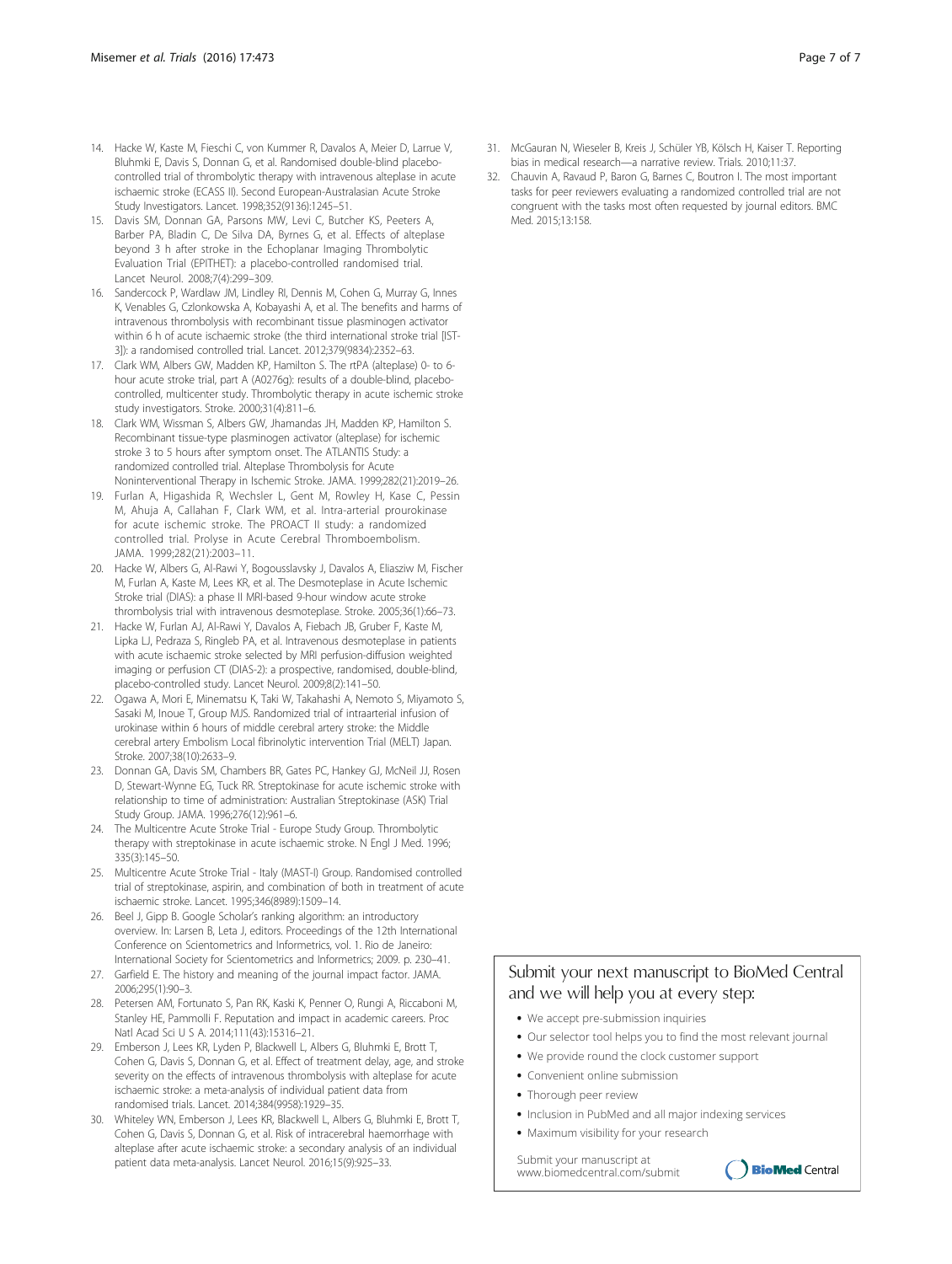14. Hacke W, Kaste M, Fieschi C, von Kummer R, Davalos A, Meier D, Larrue V, Bluhmki E, Davis S, Donnan G, et al. Randomised double-blind placebo-controlled trial of thrombolytic therapy with intravenous alteplase in acute ischaemic stroke (ECASS II). Second European-Australasian Acute Stroke Study Investigators. Lancet. 1998;352(9136):1245–51.
15. Davis SM, Donnan GA, Parsons MW, Levi C, Butcher KS, Peeters A, Barber PA, Bladin C, De Silva DA, Byrnes G, et al. Effects of alteplase beyond 3 h after stroke in the Echoplanar Imaging Thrombolytic Evaluation Trial (EPITHET): a placebo-controlled randomised trial. Lancet Neurol. 2008;7(4):299–309.
16. Sandercock P, Wardlaw JM, Lindley RI, Dennis M, Cohen G, Murray G, Innes K, Venables G, Czlonkowska A, Kobayashi A, et al. The benefits and harms of intravenous thrombolysis with recombinant tissue plasminogen activator within 6 h of acute ischaemic stroke (the third international stroke trial [IST-3]): a randomised controlled trial. Lancet. 2012;379(9834):2352–63.
17. Clark WM, Albers GW, Madden KP, Hamilton S. The rtPA (alteplase) 0- to 6-hour acute stroke trial, part A (A0276g): results of a double-blind, placebo-controlled, multicenter study. Thrombolytic therapy in acute ischemic stroke study investigators. Stroke. 2000;31(4):811–6.
18. Clark WM, Wissman S, Albers GW, Jhamandas JH, Madden KP, Hamilton S. Recombinant tissue-type plasminogen activator (alteplase) for ischemic stroke 3 to 5 hours after symptom onset. The ATLANTIS Study: a randomized controlled trial. Alteplase Thrombolysis for Acute Noninterventional Therapy in Ischemic Stroke. JAMA. 1999;282(21):2019–26.
19. Furlan A, Higashida R, Wechsler L, Gent M, Rowley H, Kase C, Pessin M, Ahuja A, Callahan F, Clark WM, et al. Intra-arterial prourokinase for acute ischemic stroke. The PROACT II study: a randomized controlled trial. Prolyse in Acute Cerebral Thromboembolism. JAMA. 1999;282(21):2003–11.
20. Hacke W, Albers G, Al-Rawi Y, Bogousslavsky J, Davalos A, Eliasziw M, Fischer M, Furlan A, Kaste M, Lees KR, et al. The Desmoteplase in Acute Ischemic Stroke trial (DIAS): a phase II MRI-based 9-hour window acute stroke thrombolysis trial with intravenous desmoteplase. Stroke. 2005;36(1):66–73.
21. Hacke W, Furlan AJ, Al-Rawi Y, Davalos A, Fiebach JB, Gruber F, Kaste M, Lipka LJ, Pedraza S, Ringleb PA, et al. Intravenous desmoteplase in patients with acute ischaemic stroke selected by MRI perfusion-diffusion weighted imaging or perfusion CT (DIAS-2): a prospective, randomised, double-blind, placebo-controlled study. Lancet Neurol. 2009;8(2):141–50.
22. Ogawa A, Mori E, Minematsu K, Taki W, Takahashi A, Nemoto S, Miyamoto S, Sasaki M, Inoue T, Group MJS. Randomized trial of intraarterial infusion of urokinase within 6 hours of middle cerebral artery stroke: the Middle cerebral artery Embolism Local fibrinolytic intervention Trial (MELT) Japan. Stroke. 2007;38(10):2633–9.
23. Donnan GA, Davis SM, Chambers BR, Gates PC, Hankey GJ, McNeil JJ, Rosen D, Stewart-Wynne EG, Tuck RR. Streptokinase for acute ischemic stroke with relationship to time of administration: Australian Streptokinase (ASK) Trial Study Group. JAMA. 1996;276(12):961–6.
24. The Multicentre Acute Stroke Trial - Europe Study Group. Thrombolytic therapy with streptokinase in acute ischaemic stroke. N Engl J Med. 1996; 335(3):145–50.
25. Multicentre Acute Stroke Trial - Italy (MAST-I) Group. Randomised controlled trial of streptokinase, aspirin, and combination of both in treatment of acute ischaemic stroke. Lancet. 1995;346(8989):1509–14.
26. Beel J, Gipp B. Google Scholar's ranking algorithm: an introductory overview. In: Larsen B, Leta J, editors. Proceedings of the 12th International Conference on Scientometrics and Informetrics, vol. 1. Rio de Janeiro: International Society for Scientometrics and Informetrics; 2009. p. 230–41.
27. Garfield E. The history and meaning of the journal impact factor. JAMA. 2006;295(1):90–3.
28. Petersen AM, Fortunato S, Pan RK, Kaski K, Penner O, Rungi A, Riccaboni M, Stanley HE, Pammolli F. Reputation and impact in academic careers. Proc Natl Acad Sci U S A. 2014;111(43):15316–21.
29. Emberson J, Lees KR, Lyden P, Blackwell L, Albers G, Bluhmki E, Brott T, Cohen G, Davis S, Donnan G, et al. Effect of treatment delay, age, and stroke severity on the effects of intravenous thrombolysis with alteplase for acute ischaemic stroke: a meta-analysis of individual patient data from randomised trials. Lancet. 2014;384(9958):1929–35.
30. Whiteley WN, Emberson J, Lees KR, Blackwell L, Albers G, Bluhmki E, Brott T, Cohen G, Davis S, Donnan G, et al. Risk of intracerebral haemorrhage with alteplase after acute ischaemic stroke: a secondary analysis of an individual patient data meta-analysis. Lancet Neurol. 2016;15(9):925–33.
31. McGauran N, Wieseler B, Kreis J, Schüler YB, Kölsch H, Kaiser T. Reporting bias in medical research—a narrative review. Trials. 2010;11:37.
32. Chauvin A, Ravaud P, Baron G, Barnes C, Boutron I. The most important tasks for peer reviewers evaluating a randomized controlled trial are not congruent with the tasks most often requested by journal editors. BMC Med. 2015;13:158.

Submit your next manuscript to BioMed Central and we will help you at every step:

- We accept pre-submission inquiries
- Our selector tool helps you to find the most relevant journal
- We provide round the clock customer support
- Convenient online submission
- Thorough peer review
- Inclusion in PubMed and all major indexing services
- Maximum visibility for your research

Submit your manuscript at
www.biomedcentral.com/submit

BioMed Central